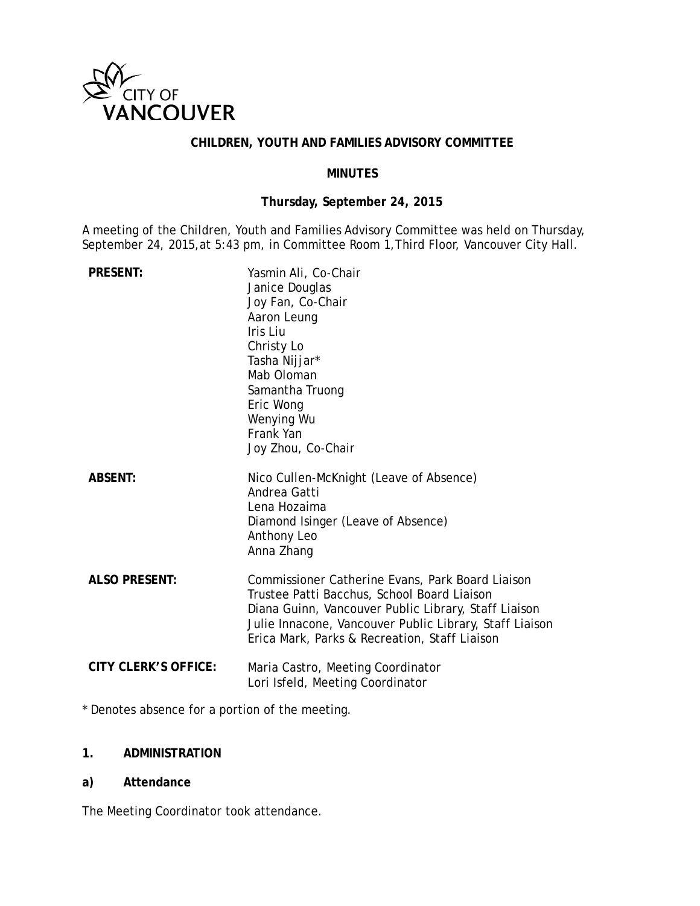CITY OF VANCOUVER

**CHILDREN, YOUTH AND FAMILIES ADVISORY COMMITTEE**

**MINUTES**

**Thursday, September 24, 2015**

A meeting of the Children, Youth and Families Advisory Committee was held on Thursday, September 24, 2015, at 5:43 pm, in Committee Room 1, Third Floor, Vancouver City Hall.

| | |
|---|---|
| **PRESENT:** | Yasmin Ali, Co-Chair<br>Janice Douglas<br>Joy Fan, Co-Chair<br>Aaron Leung<br>Iris Liu<br>Christy Lo<br>Tasha Nijjar*<br>Mab Oloman<br>Samantha Truong<br>Eric Wong<br>Wenying Wu<br>Frank Yan<br>Joy Zhou, Co-Chair |
| **ABSENT:** | Nico Cullen-McKnight (Leave of Absence)<br>Andrea Gatti<br>Lena Hozaima<br>Diamond Isinger (Leave of Absence)<br>Anthony Leo<br>Anna Zhang |
| **ALSO PRESENT:** | Commissioner Catherine Evans, Park Board Liaison<br>Trustee Patti Bacchus, School Board Liaison<br>Diana Guinn, Vancouver Public Library, Staff Liaison<br>Julie Innacone, Vancouver Public Library, Staff Liaison<br>Erica Mark, Parks & Recreation, Staff Liaison |
| **CITY CLERK'S OFFICE:** | Maria Castro, Meeting Coordinator<br>Lori Isfeld, Meeting Coordinator |

\* Denotes absence for a portion of the meeting.

## 1. ADMINISTRATION

### a) Attendance

The Meeting Coordinator took attendance.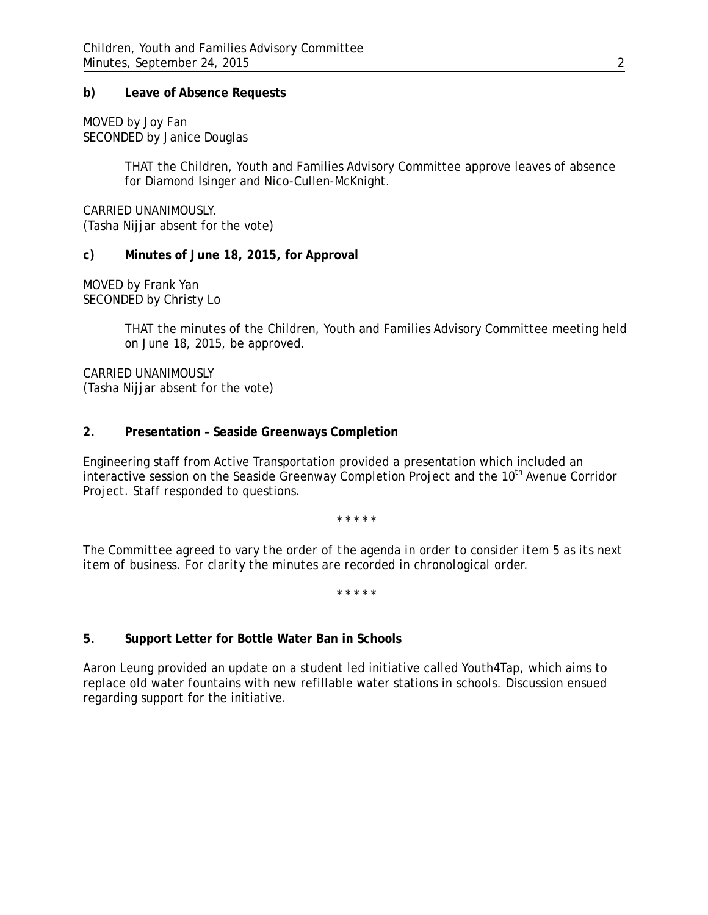**b) Leave of Absence Requests**

MOVED by Joy Fan
SECONDED by Janice Douglas

> THAT the Children, Youth and Families Advisory Committee approve leaves of absence for Diamond Isinger and Nico-Cullen-McKnight.

CARRIED UNANIMOUSLY.
(Tasha Nijjar absent for the vote)

**c) Minutes of June 18, 2015, for Approval**

MOVED by Frank Yan
SECONDED by Christy Lo

> THAT the minutes of the Children, Youth and Families Advisory Committee meeting held on June 18, 2015, be approved.

CARRIED UNANIMOUSLY
(Tasha Nijjar absent for the vote)

## 2. Presentation – Seaside Greenways Completion

Engineering staff from Active Transportation provided a presentation which included an interactive session on the Seaside Greenway Completion Project and the 10th Avenue Corridor Project. Staff responded to questions.

\* \* \* \* \*

*The Committee agreed to vary the order of the agenda in order to consider item 5 as its next item of business. For clarity the minutes are recorded in chronological order.*

\* \* \* \* \*

## 5. Support Letter for Bottle Water Ban in Schools

Aaron Leung provided an update on a student led initiative called Youth4Tap, which aims to replace old water fountains with new refillable water stations in schools. Discussion ensued regarding support for the initiative.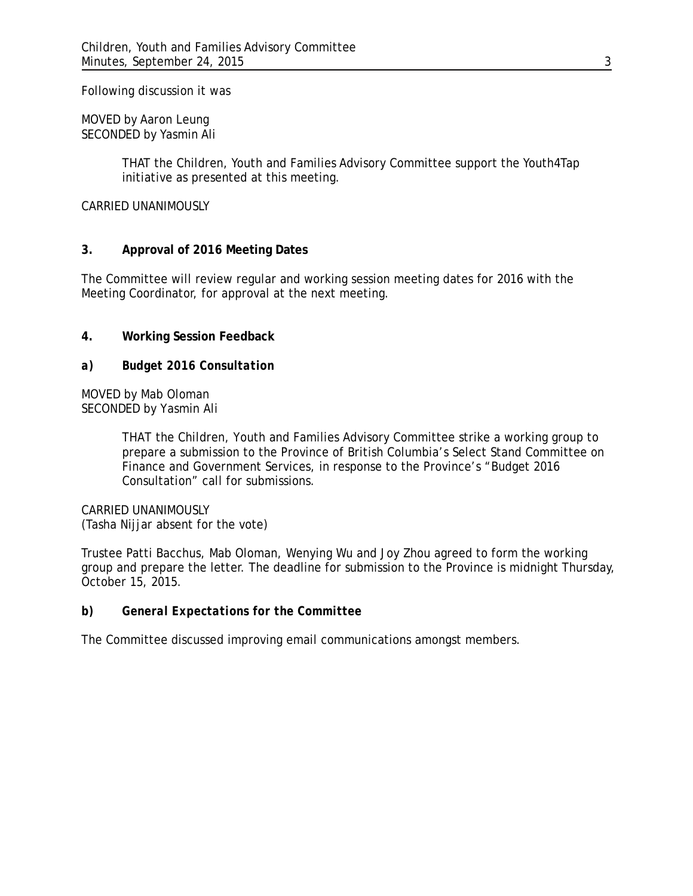Following discussion it was

MOVED by Aaron Leung
SECONDED by Yasmin Ali

> THAT the Children, Youth and Families Advisory Committee support the Youth4Tap initiative as presented at this meeting.

CARRIED UNANIMOUSLY

**3. Approval of 2016 Meeting Dates**

The Committee will review regular and working session meeting dates for 2016 with the Meeting Coordinator, for approval at the next meeting.

**4. Working Session Feedback**

***a) Budget 2016 Consultation***

MOVED by Mab Oloman
SECONDED by Yasmin Ali

> THAT the Children, Youth and Families Advisory Committee strike a working group to prepare a submission to the Province of British Columbia's Select Stand Committee on Finance and Government Services, in response to the Province's "Budget 2016 Consultation" call for submissions.

CARRIED UNANIMOUSLY
*(Tasha Nijjar absent for the vote)*

Trustee Patti Bacchus, Mab Oloman, Wenying Wu and Joy Zhou agreed to form the working group and prepare the letter. The deadline for submission to the Province is midnight Thursday, October 15, 2015.

***b) General Expectations for the Committee***

The Committee discussed improving email communications amongst members.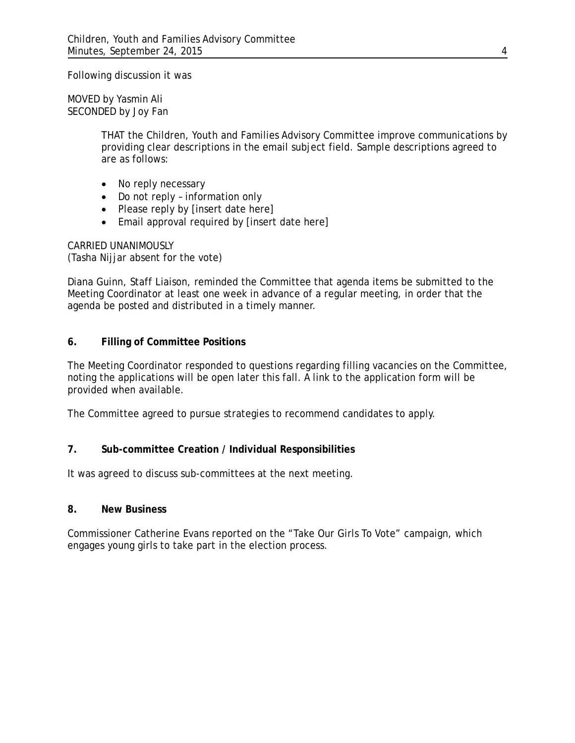Following discussion it was

MOVED by Yasmin Ali
SECONDED by Joy Fan

> THAT the Children, Youth and Families Advisory Committee improve communications by providing clear descriptions in the email subject field. Sample descriptions agreed to are as follows:
>
> - No reply necessary
> - Do not reply – information only
> - Please reply by [insert date here]
> - Email approval required by [insert date here]

CARRIED UNANIMOUSLY
(Tasha Nijjar absent for the vote)

Diana Guinn, Staff Liaison, reminded the Committee that agenda items be submitted to the Meeting Coordinator at least one week in advance of a regular meeting, in order that the agenda be posted and distributed in a timely manner.

## 6. Filling of Committee Positions

The Meeting Coordinator responded to questions regarding filling vacancies on the Committee, noting the applications will be open later this fall. A link to the application form will be provided when available.

The Committee agreed to pursue strategies to recommend candidates to apply.

## 7. Sub-committee Creation / Individual Responsibilities

It was agreed to discuss sub-committees at the next meeting.

## 8. New Business

Commissioner Catherine Evans reported on the "Take Our Girls To Vote" campaign, which engages young girls to take part in the election process.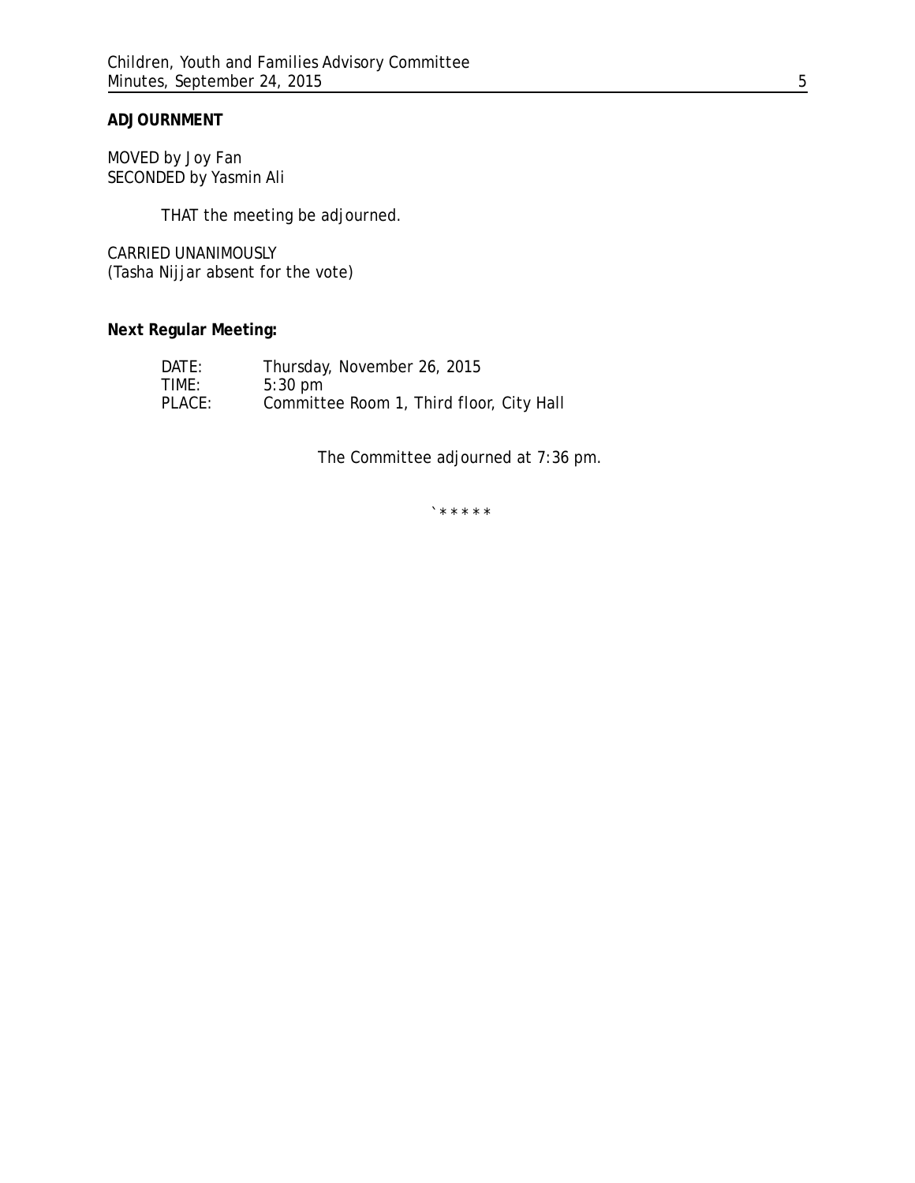**ADJOURNMENT**

MOVED by Joy Fan
SECONDED by Yasmin Ali

THAT the meeting be adjourned.

CARRIED UNANIMOUSLY
(Tasha Nijjar absent for the vote)

**Next Regular Meeting:**

DATE: Thursday, November 26, 2015
TIME: 5:30 pm
PLACE: Committee Room 1, Third floor, City Hall

The Committee adjourned at 7:36 pm.

`* * * * *